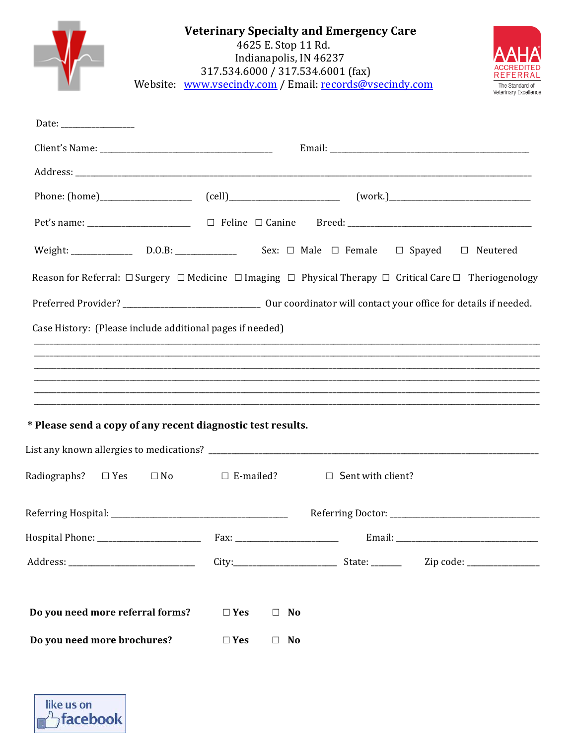# Veterinary Specialty and Emergency Care

4625 E. Stop 11 Rd.
Indianapolis, IN 46237
317.534.6000 / 317.534.6001 (fax)
Website: www.vsecindy.com / Email: records@vsecindy.com

AAHA ACCREDITED REFERRAL
The Standard of Veterinary Excellence

Date: ________________

Client's Name: ________________________________________ Email: ______________________________________________

Address: ______________________________________________________________________________________________

Phone: (home)____________________ (cell)________________________ (work.)______________________________

Pet's name: ______________________ ☐ Feline ☐ Canine Breed: ________________________________________

Weight: ____________ D.O.B: ____________ Sex: ☐ Male ☐ Female ☐ Spayed ☐ Neutered

Reason for Referral: ☐ Surgery ☐ Medicine ☐ Imaging ☐ Physical Therapy ☐ Critical Care ☐ Theriogenology

Preferred Provider? ______________________________ Our coordinator will contact your office for details if needed.

Case History: (Please include additional pages if needed)

_____________________________________________________________________________________________________

_____________________________________________________________________________________________________

_____________________________________________________________________________________________________

_____________________________________________________________________________________________________

_____________________________________________________________________________________________________

_____________________________________________________________________________________________________

**\* Please send a copy of any recent diagnostic test results.**

List any known allergies to medications? ___________________________________________________________________

Radiographs? ☐ Yes ☐ No ☐ E-mailed? ☐ Sent with client?

Referring Hospital: ________________________________________ Referring Doctor: ________________________________

Hospital Phone: ______________________ Fax: ______________________ Email: ________________________________

Address: ____________________________ City:______________________ State: ______ Zip code: ______________

**Do you need more referral forms?** ☐ **Yes** ☐ **No**

**Do you need more brochures?** ☐ **Yes** ☐ **No**

like us on facebook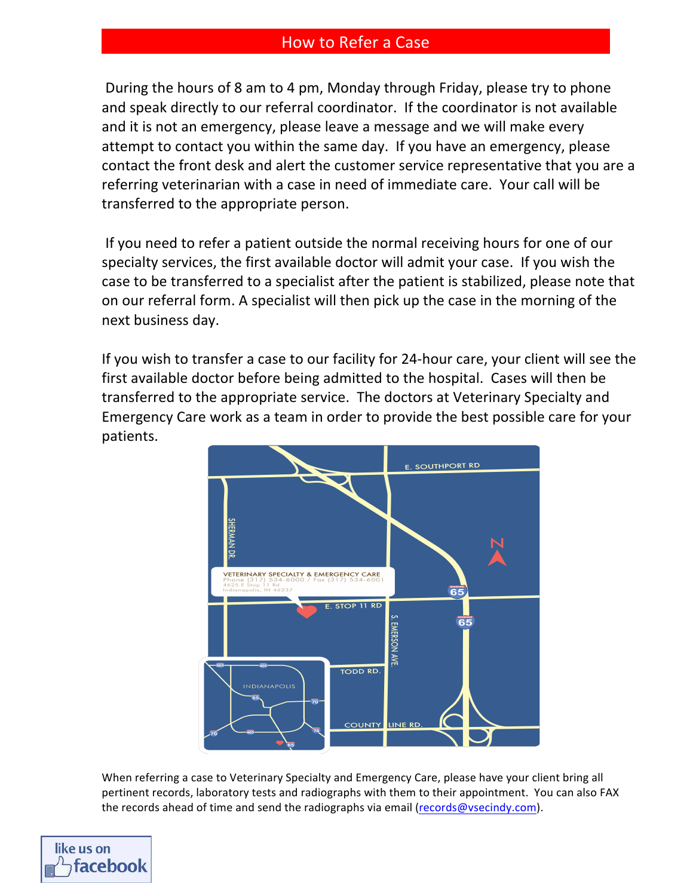## How to Refer a Case

During the hours of 8 am to 4 pm, Monday through Friday, please try to phone and speak directly to our referral coordinator. If the coordinator is not available and it is not an emergency, please leave a message and we will make every attempt to contact you within the same day. If you have an emergency, please contact the front desk and alert the customer service representative that you are a referring veterinarian with a case in need of immediate care. Your call will be transferred to the appropriate person.

If you need to refer a patient outside the normal receiving hours for one of our specialty services, the first available doctor will admit your case. If you wish the case to be transferred to a specialist after the patient is stabilized, please note that on our referral form. A specialist will then pick up the case in the morning of the next business day.

If you wish to transfer a case to our facility for 24-hour care, your client will see the first available doctor before being admitted to the hospital. Cases will then be transferred to the appropriate service. The doctors at Veterinary Specialty and Emergency Care work as a team in order to provide the best possible care for your patients.

E. SOUTHPORT RD
SHERMAN DR.
N
VETERINARY SPECIALTY & EMERGENCY CARE
Phone (317) 534-6000 / Fax (317) 534-6001
4625 E Stop 11 Rd
Indianapolis, IN 46237
E. STOP 11 RD
65
65
S. EMERSON AVE.
TODD RD.
COUNTY LINE RD.
INDIANAPOLIS
465
465
65
70
70
465
74
65

When referring a case to Veterinary Specialty and Emergency Care, please have your client bring all pertinent records, laboratory tests and radiographs with them to their appointment. You can also FAX the records ahead of time and send the radiographs via email (records@vsecindy.com).

like us on facebook